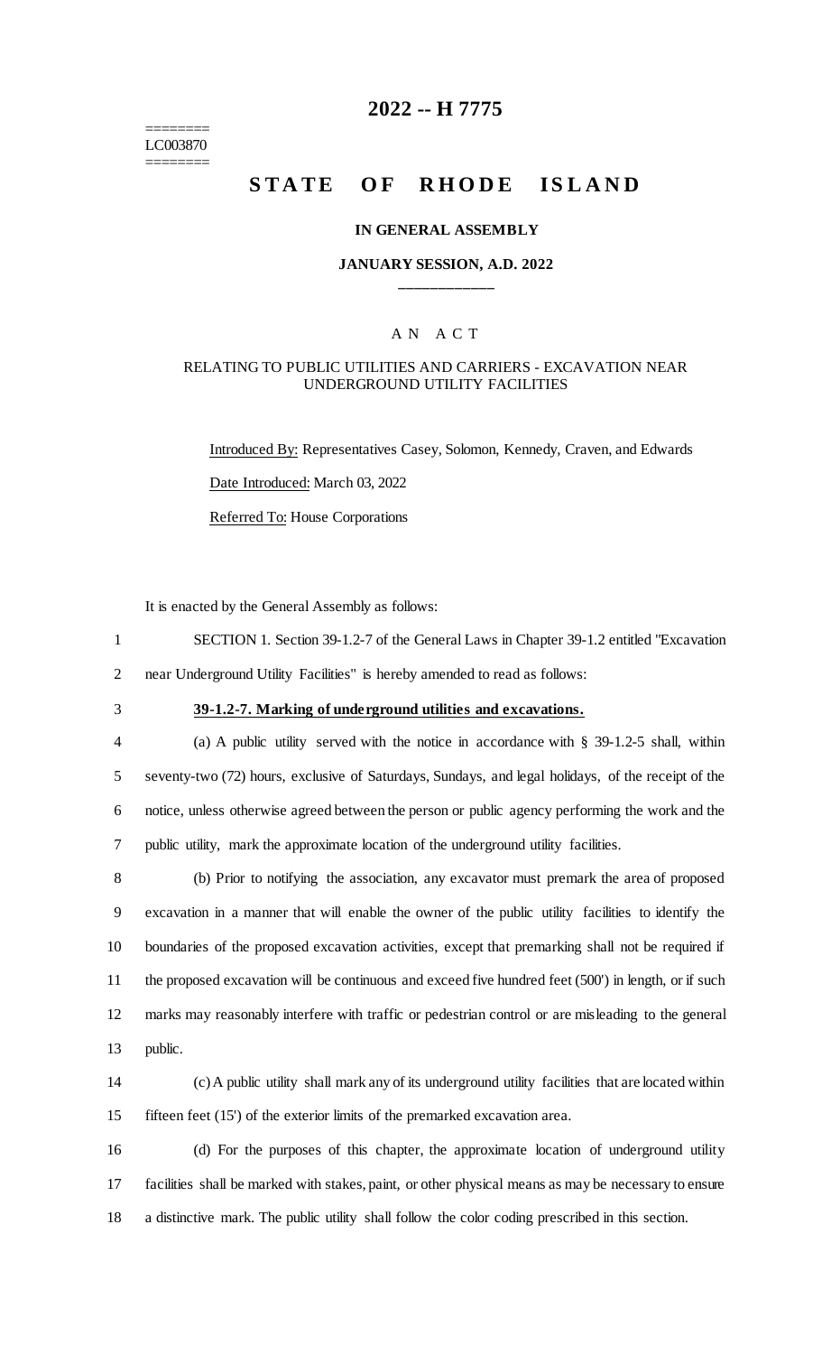========
LC003870
========

# 2022 -- H 7775

# STATE OF RHODE ISLAND

### IN GENERAL ASSEMBLY

### JANUARY SESSION, A.D. 2022

____________

A N A C T

RELATING TO PUBLIC UTILITIES AND CARRIERS - EXCAVATION NEAR UNDERGROUND UTILITY FACILITIES

Introduced By: Representatives Casey, Solomon, Kennedy, Craven, and Edwards

Date Introduced: March 03, 2022

Referred To: House Corporations

It is enacted by the General Assembly as follows:

1 SECTION 1. Section 39-1.2-7 of the General Laws in Chapter 39-1.2 entitled "Excavation
2 near Underground Utility Facilities" is hereby amended to read as follows:

3 **39-1.2-7. Marking of underground utilities and excavations.**

4 (a) A public utility served with the notice in accordance with § 39-1.2-5 shall, within
5 seventy-two (72) hours, exclusive of Saturdays, Sundays, and legal holidays, of the receipt of the
6 notice, unless otherwise agreed between the person or public agency performing the work and the
7 public utility, mark the approximate location of the underground utility facilities.

8 (b) Prior to notifying the association, any excavator must premark the area of proposed
9 excavation in a manner that will enable the owner of the public utility facilities to identify the
10 boundaries of the proposed excavation activities, except that premarking shall not be required if
11 the proposed excavation will be continuous and exceed five hundred feet (500') in length, or if such
12 marks may reasonably interfere with traffic or pedestrian control or are misleading to the general
13 public.

14 (c) A public utility shall mark any of its underground utility facilities that are located within
15 fifteen feet (15') of the exterior limits of the premarked excavation area.

16 (d) For the purposes of this chapter, the approximate location of underground utility
17 facilities shall be marked with stakes, paint, or other physical means as may be necessary to ensure
18 a distinctive mark. The public utility shall follow the color coding prescribed in this section.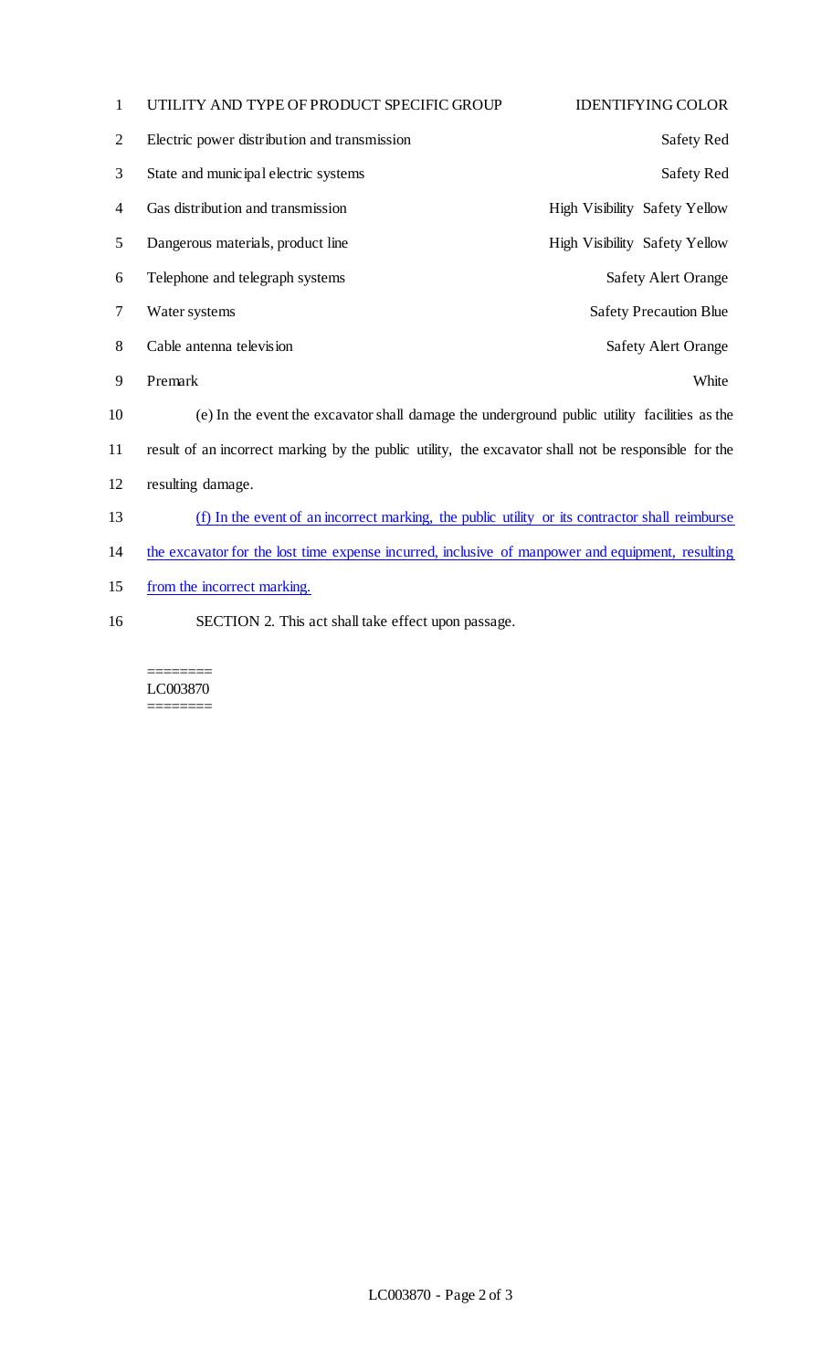| UTILITY AND TYPE OF PRODUCT SPECIFIC GROUP | IDENTIFYING COLOR |
|---|---|
| Electric power distribution and transmission | Safety Red |
| State and municipal electric systems | Safety Red |
| Gas distribution and transmission | High Visibility Safety Yellow |
| Dangerous materials, product line | High Visibility Safety Yellow |
| Telephone and telegraph systems | Safety Alert Orange |
| Water systems | Safety Precaution Blue |
| Cable antenna television | Safety Alert Orange |
| Premark | White |

(e) In the event the excavator shall damage the underground public utility facilities as the result of an incorrect marking by the public utility, the excavator shall not be responsible for the resulting damage.

(f) In the event of an incorrect marking, the public utility or its contractor shall reimburse the excavator for the lost time expense incurred, inclusive of manpower and equipment, resulting from the incorrect marking.

SECTION 2. This act shall take effect upon passage.

========
LC003870
========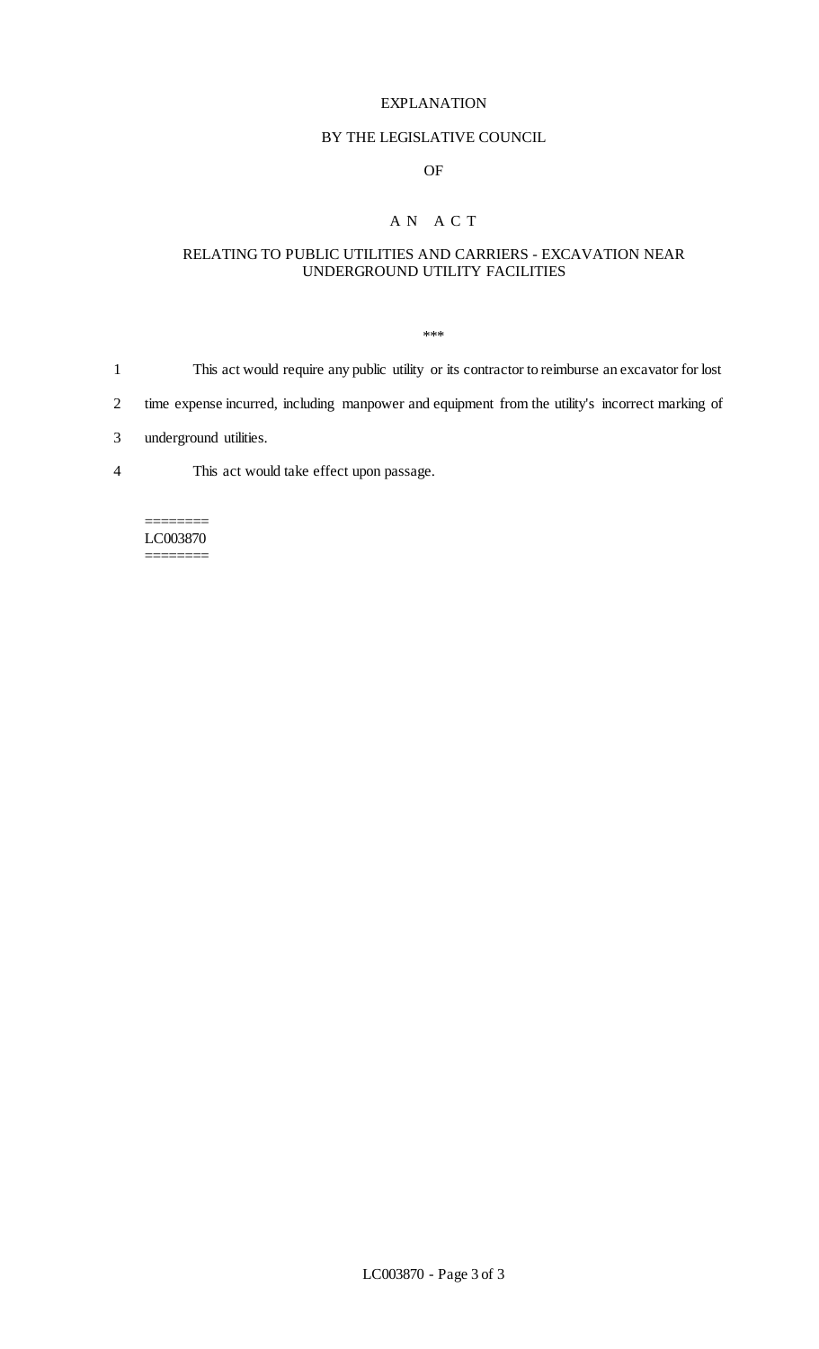EXPLANATION

BY THE LEGISLATIVE COUNCIL

OF

# A N A C T

RELATING TO PUBLIC UTILITIES AND CARRIERS - EXCAVATION NEAR UNDERGROUND UTILITY FACILITIES

\*\*\*

1 This act would require any public utility or its contractor to reimburse an excavator for lost

2 time expense incurred, including manpower and equipment from the utility's incorrect marking of

3 underground utilities.

4 This act would take effect upon passage.

========
LC003870
========